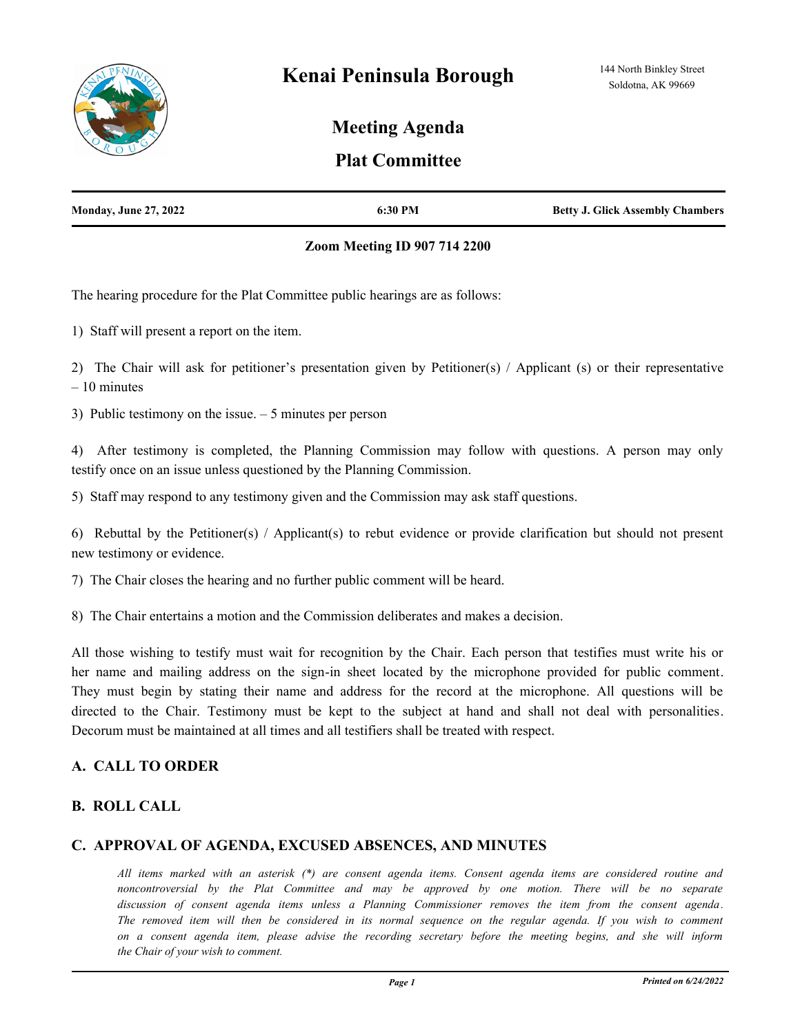# Kenai Peninsula Borough

144 North Binkley Street
Soldotna, AK 99669

## Meeting Agenda

## Plat Committee

**Monday, June 27, 2022** | **6:30 PM** | **Betty J. Glick Assembly Chambers**

**Zoom Meeting ID 907 714 2200**

The hearing procedure for the Plat Committee public hearings are as follows:

1) Staff will present a report on the item.

2) The Chair will ask for petitioner's presentation given by Petitioner(s) / Applicant (s) or their representative – 10 minutes

3) Public testimony on the issue. – 5 minutes per person

4) After testimony is completed, the Planning Commission may follow with questions. A person may only testify once on an issue unless questioned by the Planning Commission.

5) Staff may respond to any testimony given and the Commission may ask staff questions.

6) Rebuttal by the Petitioner(s) / Applicant(s) to rebut evidence or provide clarification but should not present new testimony or evidence.

7) The Chair closes the hearing and no further public comment will be heard.

8) The Chair entertains a motion and the Commission deliberates and makes a decision.

All those wishing to testify must wait for recognition by the Chair. Each person that testifies must write his or her name and mailing address on the sign-in sheet located by the microphone provided for public comment. They must begin by stating their name and address for the record at the microphone. All questions will be directed to the Chair. Testimony must be kept to the subject at hand and shall not deal with personalities. Decorum must be maintained at all times and all testifiers shall be treated with respect.

### A. CALL TO ORDER

### B. ROLL CALL

### C. APPROVAL OF AGENDA, EXCUSED ABSENCES, AND MINUTES

*All items marked with an asterisk (*) are consent agenda items. Consent agenda items are considered routine and noncontroversial by the Plat Committee and may be approved by one motion. There will be no separate discussion of consent agenda items unless a Planning Commissioner removes the item from the consent agenda. The removed item will then be considered in its normal sequence on the regular agenda. If you wish to comment on a consent agenda item, please advise the recording secretary before the meeting begins, and she will inform the Chair of your wish to comment.*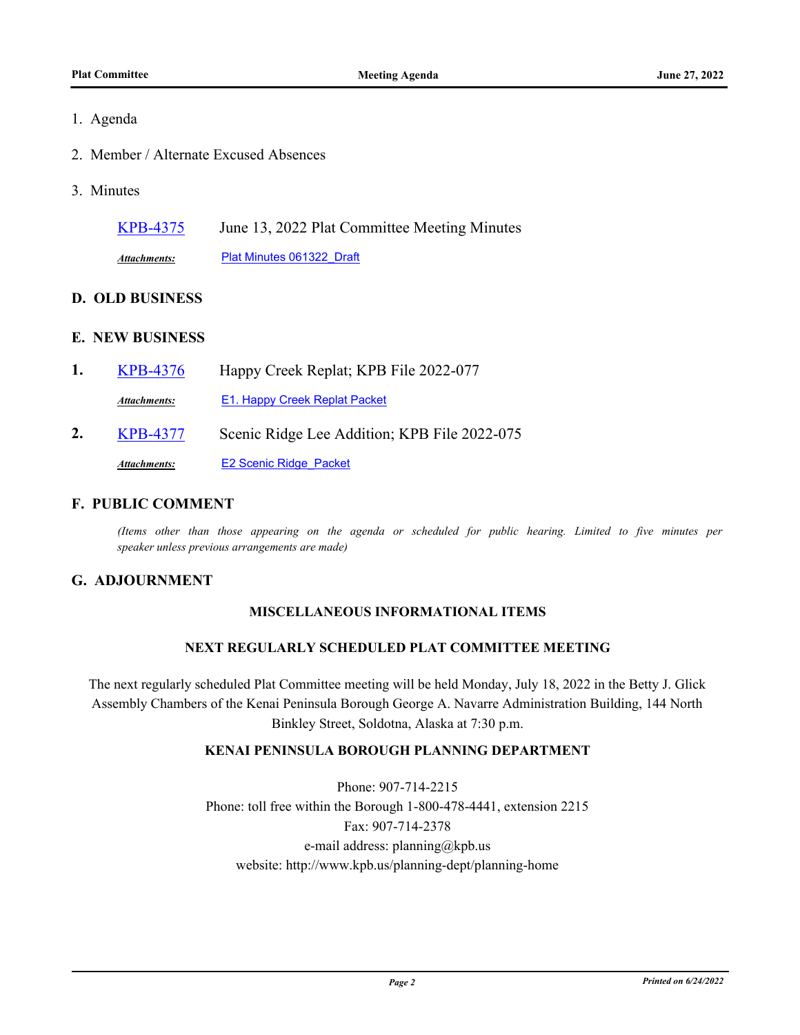1. Agenda

2. Member / Alternate Excused Absences

3. Minutes

KPB-4375 June 13, 2022 Plat Committee Meeting Minutes

*Attachments:* Plat Minutes 061322_Draft

## D. OLD BUSINESS

## E. NEW BUSINESS

**1.** KPB-4376 Happy Creek Replat; KPB File 2022-077

*Attachments:* E1. Happy Creek Replat Packet

**2.** KPB-4377 Scenic Ridge Lee Addition; KPB File 2022-075

*Attachments:* E2 Scenic Ridge_Packet

## F. PUBLIC COMMENT

*(Items other than those appearing on the agenda or scheduled for public hearing. Limited to five minutes per speaker unless previous arrangements are made)*

## G. ADJOURNMENT

### MISCELLANEOUS INFORMATIONAL ITEMS

### NEXT REGULARLY SCHEDULED PLAT COMMITTEE MEETING

The next regularly scheduled Plat Committee meeting will be held Monday, July 18, 2022 in the Betty J. Glick Assembly Chambers of the Kenai Peninsula Borough George A. Navarre Administration Building, 144 North Binkley Street, Soldotna, Alaska at 7:30 p.m.

### KENAI PENINSULA BOROUGH PLANNING DEPARTMENT

Phone: 907-714-2215
Phone: toll free within the Borough 1-800-478-4441, extension 2215
Fax: 907-714-2378
e-mail address: planning@kpb.us
website: http://www.kpb.us/planning-dept/planning-home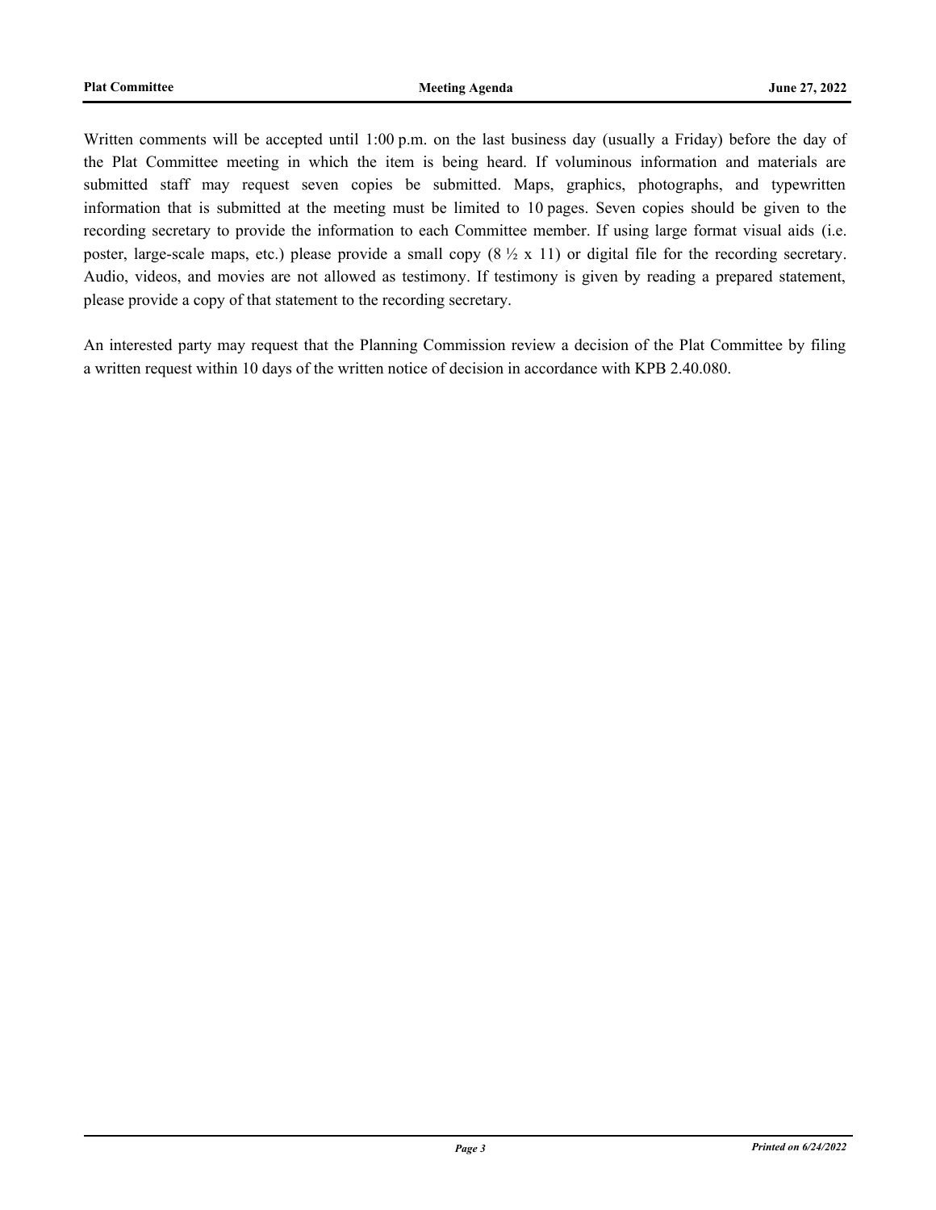Written comments will be accepted until 1:00 p.m. on the last business day (usually a Friday) before the day of the Plat Committee meeting in which the item is being heard. If voluminous information and materials are submitted staff may request seven copies be submitted. Maps, graphics, photographs, and typewritten information that is submitted at the meeting must be limited to 10 pages. Seven copies should be given to the recording secretary to provide the information to each Committee member. If using large format visual aids (i.e. poster, large-scale maps, etc.) please provide a small copy (8 ½ x 11) or digital file for the recording secretary. Audio, videos, and movies are not allowed as testimony. If testimony is given by reading a prepared statement, please provide a copy of that statement to the recording secretary.

An interested party may request that the Planning Commission review a decision of the Plat Committee by filing a written request within 10 days of the written notice of decision in accordance with KPB 2.40.080.